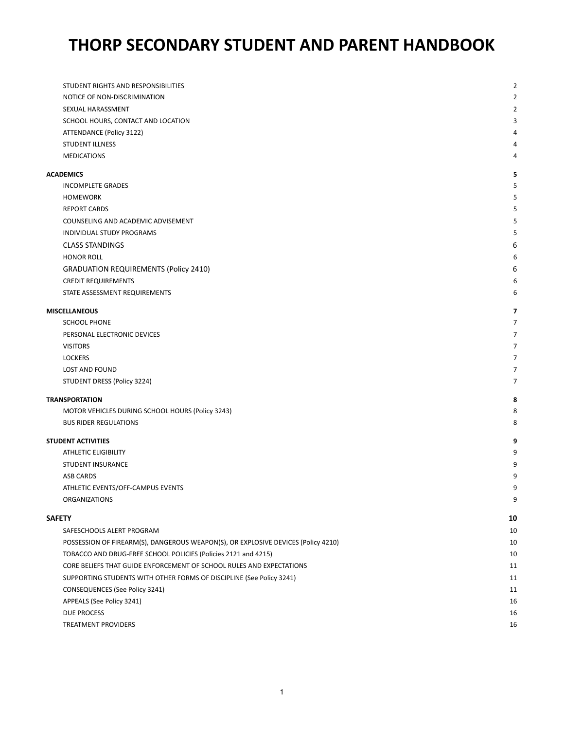# THORP SECONDARY STUDENT AND PARENT HANDBOOK

| | |
|---|---|
| STUDENT RIGHTS AND RESPONSIBILITIES | 2 |
| NOTICE OF NON-DISCRIMINATION | 2 |
| SEXUAL HARASSMENT | 2 |
| SCHOOL HOURS, CONTACT AND LOCATION | 3 |
| ATTENDANCE (Policy 3122) | 4 |
| STUDENT ILLNESS | 4 |
| MEDICATIONS | 4 |
| **ACADEMICS** | **5** |
| INCOMPLETE GRADES | 5 |
| HOMEWORK | 5 |
| REPORT CARDS | 5 |
| COUNSELING AND ACADEMIC ADVISEMENT | 5 |
| INDIVIDUAL STUDY PROGRAMS | 5 |
| CLASS STANDINGS | 6 |
| HONOR ROLL | 6 |
| GRADUATION REQUIREMENTS (Policy 2410) | 6 |
| CREDIT REQUIREMENTS | 6 |
| STATE ASSESSMENT REQUIREMENTS | 6 |
| **MISCELLANEOUS** | **7** |
| SCHOOL PHONE | 7 |
| PERSONAL ELECTRONIC DEVICES | 7 |
| VISITORS | 7 |
| LOCKERS | 7 |
| LOST AND FOUND | 7 |
| STUDENT DRESS (Policy 3224) | 7 |
| **TRANSPORTATION** | **8** |
| MOTOR VEHICLES DURING SCHOOL HOURS (Policy 3243) | 8 |
| BUS RIDER REGULATIONS | 8 |
| **STUDENT ACTIVITIES** | **9** |
| ATHLETIC ELIGIBILITY | 9 |
| STUDENT INSURANCE | 9 |
| ASB CARDS | 9 |
| ATHLETIC EVENTS/OFF-CAMPUS EVENTS | 9 |
| ORGANIZATIONS | 9 |
| **SAFETY** | **10** |
| SAFESCHOOLS ALERT PROGRAM | 10 |
| POSSESSION OF FIREARM(S), DANGEROUS WEAPON(S), OR EXPLOSIVE DEVICES (Policy 4210) | 10 |
| TOBACCO AND DRUG-FREE SCHOOL POLICIES (Policies 2121 and 4215) | 10 |
| CORE BELIEFS THAT GUIDE ENFORCEMENT OF SCHOOL RULES AND EXPECTATIONS | 11 |
| SUPPORTING STUDENTS WITH OTHER FORMS OF DISCIPLINE (See Policy 3241) | 11 |
| CONSEQUENCES (See Policy 3241) | 11 |
| APPEALS (See Policy 3241) | 16 |
| DUE PROCESS | 16 |
| TREATMENT PROVIDERS | 16 |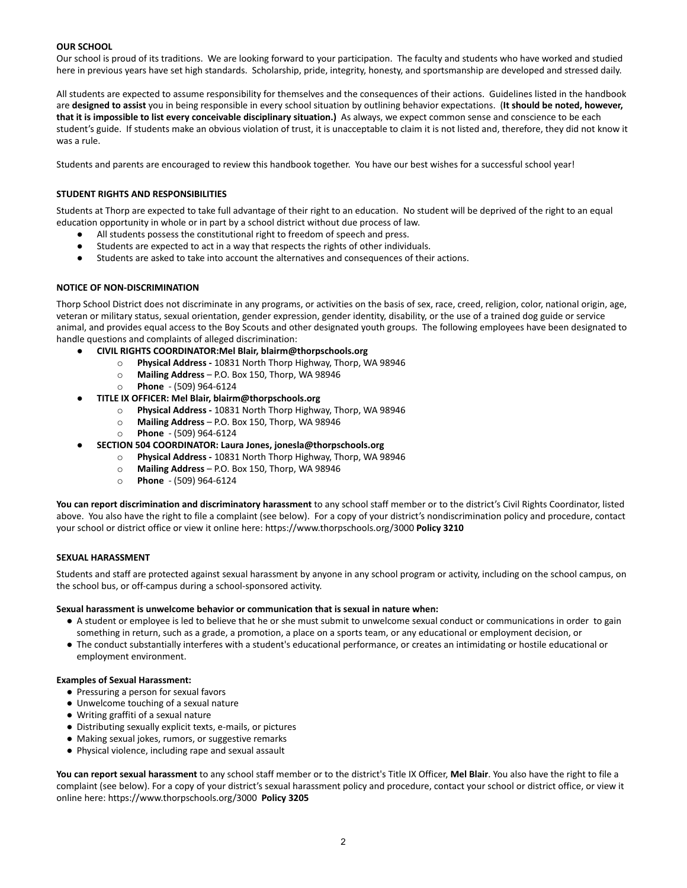## OUR SCHOOL

Our school is proud of its traditions. We are looking forward to your participation. The faculty and students who have worked and studied here in previous years have set high standards. Scholarship, pride, integrity, honesty, and sportsmanship are developed and stressed daily.

All students are expected to assume responsibility for themselves and the consequences of their actions. Guidelines listed in the handbook are **designed to assist** you in being responsible in every school situation by outlining behavior expectations. (**It should be noted, however, that it is impossible to list every conceivable disciplinary situation.)** As always, we expect common sense and conscience to be each student's guide. If students make an obvious violation of trust, it is unacceptable to claim it is not listed and, therefore, they did not know it was a rule.

Students and parents are encouraged to review this handbook together. You have our best wishes for a successful school year!

## STUDENT RIGHTS AND RESPONSIBILITIES

Students at Thorp are expected to take full advantage of their right to an education. No student will be deprived of the right to an equal education opportunity in whole or in part by a school district without due process of law.

- All students possess the constitutional right to freedom of speech and press.
- Students are expected to act in a way that respects the rights of other individuals.
- Students are asked to take into account the alternatives and consequences of their actions.

## NOTICE OF NON-DISCRIMINATION

Thorp School District does not discriminate in any programs, or activities on the basis of sex, race, creed, religion, color, national origin, age, veteran or military status, sexual orientation, gender expression, gender identity, disability, or the use of a trained dog guide or service animal, and provides equal access to the Boy Scouts and other designated youth groups. The following employees have been designated to handle questions and complaints of alleged discrimination:

- **CIVIL RIGHTS COORDINATOR:Mel Blair, blairm@thorpschools.org**
  - **Physical Address -** 10831 North Thorp Highway, Thorp, WA 98946
  - **Mailing Address** – P.O. Box 150, Thorp, WA 98946
  - **Phone** - (509) 964-6124
- **TITLE IX OFFICER: Mel Blair, blairm@thorpschools.org**
  - **Physical Address -** 10831 North Thorp Highway, Thorp, WA 98946
  - **Mailing Address** – P.O. Box 150, Thorp, WA 98946
  - **Phone** - (509) 964-6124
- **SECTION 504 COORDINATOR: Laura Jones, jonesla@thorpschools.org**
  - **Physical Address -** 10831 North Thorp Highway, Thorp, WA 98946
  - **Mailing Address** – P.O. Box 150, Thorp, WA 98946
  - **Phone** - (509) 964-6124

**You can report discrimination and discriminatory harassment** to any school staff member or to the district's Civil Rights Coordinator, listed above. You also have the right to file a complaint (see below). For a copy of your district's nondiscrimination policy and procedure, contact your school or district office or view it online here: https://www.thorpschools.org/3000 **Policy 3210**

## SEXUAL HARASSMENT

Students and staff are protected against sexual harassment by anyone in any school program or activity, including on the school campus, on the school bus, or off-campus during a school-sponsored activity.

**Sexual harassment is unwelcome behavior or communication that is sexual in nature when:**

- A student or employee is led to believe that he or she must submit to unwelcome sexual conduct or communications in order to gain something in return, such as a grade, a promotion, a place on a sports team, or any educational or employment decision, or
- The conduct substantially interferes with a student's educational performance, or creates an intimidating or hostile educational or employment environment.

**Examples of Sexual Harassment:**

- Pressuring a person for sexual favors
- Unwelcome touching of a sexual nature
- Writing graffiti of a sexual nature
- Distributing sexually explicit texts, e-mails, or pictures
- Making sexual jokes, rumors, or suggestive remarks
- Physical violence, including rape and sexual assault

**You can report sexual harassment** to any school staff member or to the district's Title IX Officer, **Mel Blair**. You also have the right to file a complaint (see below). For a copy of your district's sexual harassment policy and procedure, contact your school or district office, or view it online here: https://www.thorpschools.org/3000 **Policy 3205**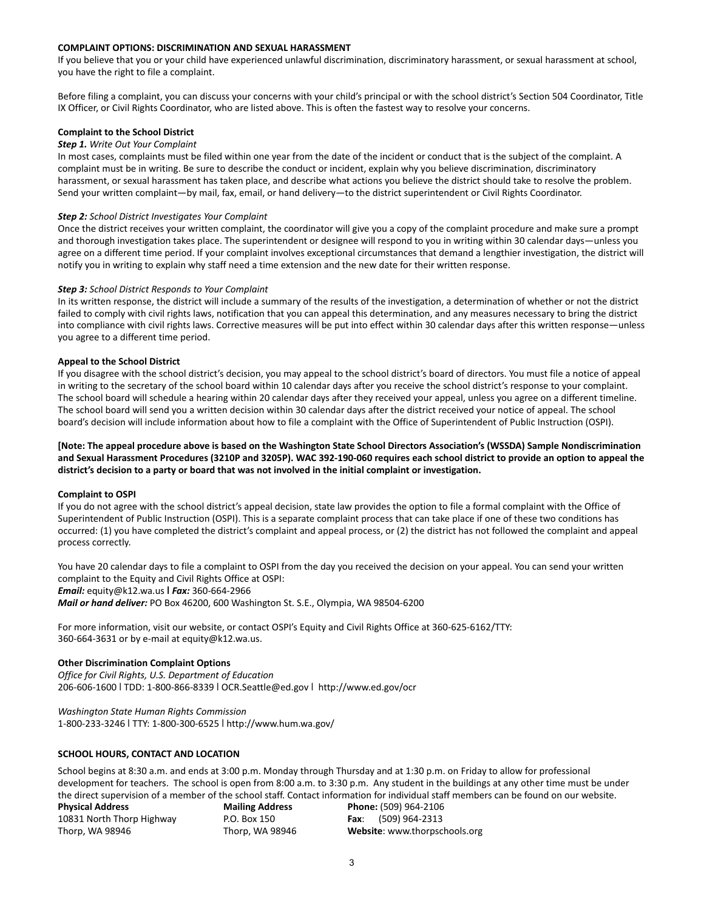## COMPLAINT OPTIONS: DISCRIMINATION AND SEXUAL HARASSMENT

If you believe that you or your child have experienced unlawful discrimination, discriminatory harassment, or sexual harassment at school, you have the right to file a complaint.

Before filing a complaint, you can discuss your concerns with your child's principal or with the school district's Section 504 Coordinator, Title IX Officer, or Civil Rights Coordinator, who are listed above. This is often the fastest way to resolve your concerns.

### Complaint to the School District

***Step 1.*** *Write Out Your Complaint*

In most cases, complaints must be filed within one year from the date of the incident or conduct that is the subject of the complaint. A complaint must be in writing. Be sure to describe the conduct or incident, explain why you believe discrimination, discriminatory harassment, or sexual harassment has taken place, and describe what actions you believe the district should take to resolve the problem. Send your written complaint—by mail, fax, email, or hand delivery—to the district superintendent or Civil Rights Coordinator.

***Step 2:*** *School District Investigates Your Complaint*

Once the district receives your written complaint, the coordinator will give you a copy of the complaint procedure and make sure a prompt and thorough investigation takes place. The superintendent or designee will respond to you in writing within 30 calendar days—unless you agree on a different time period. If your complaint involves exceptional circumstances that demand a lengthier investigation, the district will notify you in writing to explain why staff need a time extension and the new date for their written response.

***Step 3:*** *School District Responds to Your Complaint*

In its written response, the district will include a summary of the results of the investigation, a determination of whether or not the district failed to comply with civil rights laws, notification that you can appeal this determination, and any measures necessary to bring the district into compliance with civil rights laws. Corrective measures will be put into effect within 30 calendar days after this written response—unless you agree to a different time period.

### Appeal to the School District

If you disagree with the school district's decision, you may appeal to the school district's board of directors. You must file a notice of appeal in writing to the secretary of the school board within 10 calendar days after you receive the school district's response to your complaint. The school board will schedule a hearing within 20 calendar days after they received your appeal, unless you agree on a different timeline. The school board will send you a written decision within 30 calendar days after the district received your notice of appeal. The school board's decision will include information about how to file a complaint with the Office of Superintendent of Public Instruction (OSPI).

**[Note: The appeal procedure above is based on the Washington State School Directors Association's (WSSDA) Sample Nondiscrimination and Sexual Harassment Procedures (3210P and 3205P). WAC 392-190-060 requires each school district to provide an option to appeal the district's decision to a party or board that was not involved in the initial complaint or investigation.**

### Complaint to OSPI

If you do not agree with the school district's appeal decision, state law provides the option to file a formal complaint with the Office of Superintendent of Public Instruction (OSPI). This is a separate complaint process that can take place if one of these two conditions has occurred: (1) you have completed the district's complaint and appeal process, or (2) the district has not followed the complaint and appeal process correctly.

You have 20 calendar days to file a complaint to OSPI from the day you received the decision on your appeal. You can send your written complaint to the Equity and Civil Rights Office at OSPI:
***Email:*** equity@k12.wa.us **|** ***Fax:*** 360-664-2966
***Mail or hand deliver:*** PO Box 46200, 600 Washington St. S.E., Olympia, WA 98504-6200

For more information, visit our website, or contact OSPI's Equity and Civil Rights Office at 360-625-6162/TTY: 360-664-3631 or by e-mail at equity@k12.wa.us.

### Other Discrimination Complaint Options

*Office for Civil Rights, U.S. Department of Education*
206-606-1600 | TDD: 1-800-866-8339 | OCR.Seattle@ed.gov | http://www.ed.gov/ocr

*Washington State Human Rights Commission*
1-800-233-3246 | TTY: 1-800-300-6525 | http://www.hum.wa.gov/

## SCHOOL HOURS, CONTACT AND LOCATION

School begins at 8:30 a.m. and ends at 3:00 p.m. Monday through Thursday and at 1:30 p.m. on Friday to allow for professional development for teachers. The school is open from 8:00 a.m. to 3:30 p.m. Any student in the buildings at any other time must be under the direct supervision of a member of the school staff. Contact information for individual staff members can be found on our website.

| **Physical Address** | **Mailing Address** | **Phone:** (509) 964-2106 |
|---|---|---|
| 10831 North Thorp Highway | P.O. Box 150 | **Fax**: (509) 964-2313 |
| Thorp, WA 98946 | Thorp, WA 98946 | **Website**: www.thorpschools.org |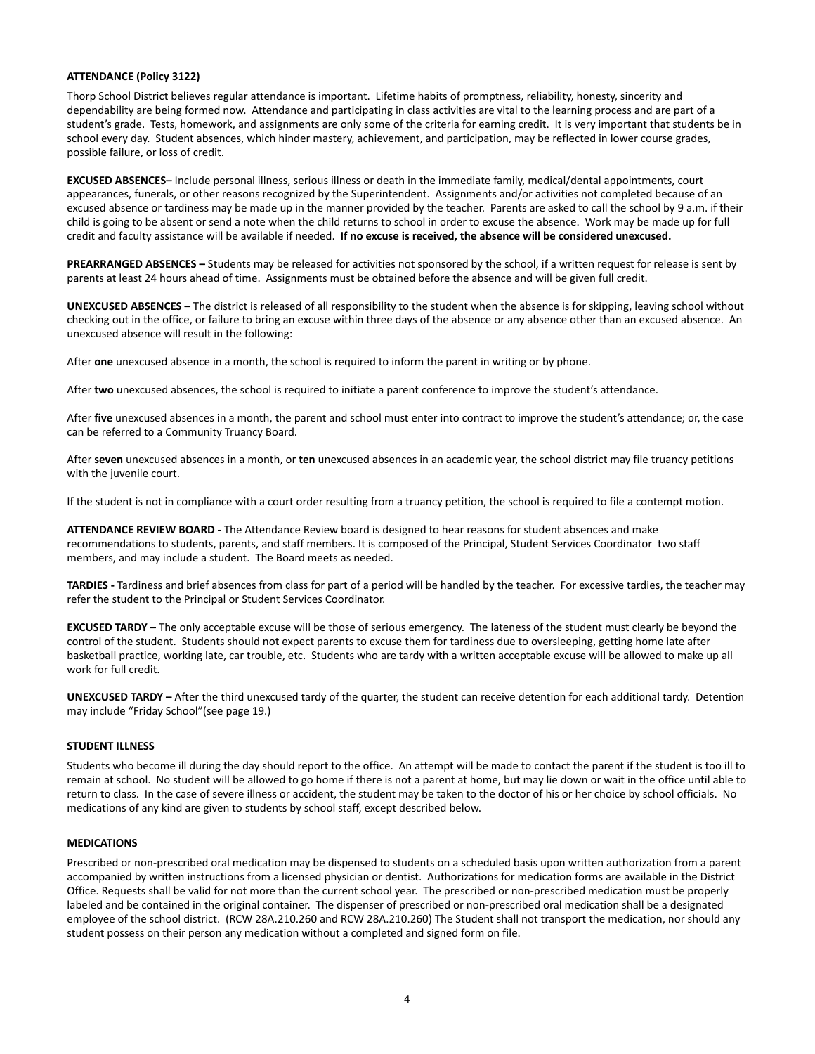**ATTENDANCE (Policy 3122)**

Thorp School District believes regular attendance is important. Lifetime habits of promptness, reliability, honesty, sincerity and dependability are being formed now. Attendance and participating in class activities are vital to the learning process and are part of a student's grade. Tests, homework, and assignments are only some of the criteria for earning credit. It is very important that students be in school every day. Student absences, which hinder mastery, achievement, and participation, may be reflected in lower course grades, possible failure, or loss of credit.

**EXCUSED ABSENCES–** Include personal illness, serious illness or death in the immediate family, medical/dental appointments, court appearances, funerals, or other reasons recognized by the Superintendent. Assignments and/or activities not completed because of an excused absence or tardiness may be made up in the manner provided by the teacher. Parents are asked to call the school by 9 a.m. if their child is going to be absent or send a note when the child returns to school in order to excuse the absence. Work may be made up for full credit and faculty assistance will be available if needed. **If no excuse is received, the absence will be considered unexcused.**

**PREARRANGED ABSENCES –** Students may be released for activities not sponsored by the school, if a written request for release is sent by parents at least 24 hours ahead of time. Assignments must be obtained before the absence and will be given full credit.

**UNEXCUSED ABSENCES –** The district is released of all responsibility to the student when the absence is for skipping, leaving school without checking out in the office, or failure to bring an excuse within three days of the absence or any absence other than an excused absence. An unexcused absence will result in the following:

After **one** unexcused absence in a month, the school is required to inform the parent in writing or by phone.

After **two** unexcused absences, the school is required to initiate a parent conference to improve the student's attendance.

After **five** unexcused absences in a month, the parent and school must enter into contract to improve the student's attendance; or, the case can be referred to a Community Truancy Board.

After **seven** unexcused absences in a month, or **ten** unexcused absences in an academic year, the school district may file truancy petitions with the juvenile court.

If the student is not in compliance with a court order resulting from a truancy petition, the school is required to file a contempt motion.

**ATTENDANCE REVIEW BOARD -** The Attendance Review board is designed to hear reasons for student absences and make recommendations to students, parents, and staff members. It is composed of the Principal, Student Services Coordinator two staff members, and may include a student. The Board meets as needed.

**TARDIES -** Tardiness and brief absences from class for part of a period will be handled by the teacher. For excessive tardies, the teacher may refer the student to the Principal or Student Services Coordinator.

**EXCUSED TARDY –** The only acceptable excuse will be those of serious emergency. The lateness of the student must clearly be beyond the control of the student. Students should not expect parents to excuse them for tardiness due to oversleeping, getting home late after basketball practice, working late, car trouble, etc. Students who are tardy with a written acceptable excuse will be allowed to make up all work for full credit.

**UNEXCUSED TARDY –** After the third unexcused tardy of the quarter, the student can receive detention for each additional tardy. Detention may include "Friday School"(see page 19.)

**STUDENT ILLNESS**

Students who become ill during the day should report to the office. An attempt will be made to contact the parent if the student is too ill to remain at school. No student will be allowed to go home if there is not a parent at home, but may lie down or wait in the office until able to return to class. In the case of severe illness or accident, the student may be taken to the doctor of his or her choice by school officials. No medications of any kind are given to students by school staff, except described below.

**MEDICATIONS**

Prescribed or non-prescribed oral medication may be dispensed to students on a scheduled basis upon written authorization from a parent accompanied by written instructions from a licensed physician or dentist. Authorizations for medication forms are available in the District Office. Requests shall be valid for not more than the current school year. The prescribed or non-prescribed medication must be properly labeled and be contained in the original container. The dispenser of prescribed or non-prescribed oral medication shall be a designated employee of the school district. (RCW 28A.210.260 and RCW 28A.210.260) The Student shall not transport the medication, nor should any student possess on their person any medication without a completed and signed form on file.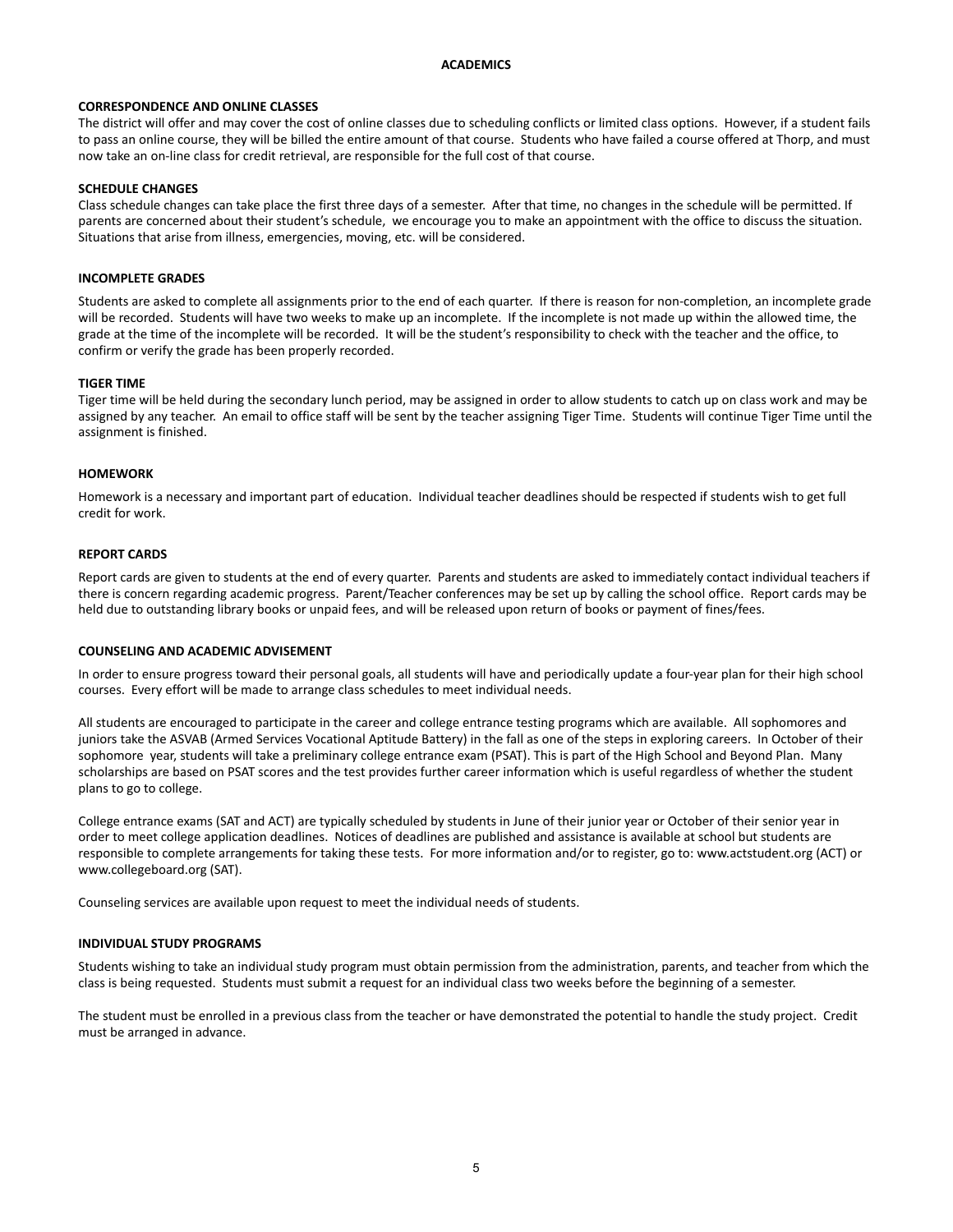# ACADEMICS

## CORRESPONDENCE AND ONLINE CLASSES

The district will offer and may cover the cost of online classes due to scheduling conflicts or limited class options. However, if a student fails to pass an online course, they will be billed the entire amount of that course. Students who have failed a course offered at Thorp, and must now take an on-line class for credit retrieval, are responsible for the full cost of that course.

## SCHEDULE CHANGES

Class schedule changes can take place the first three days of a semester. After that time, no changes in the schedule will be permitted. If parents are concerned about their student's schedule, we encourage you to make an appointment with the office to discuss the situation. Situations that arise from illness, emergencies, moving, etc. will be considered.

## INCOMPLETE GRADES

Students are asked to complete all assignments prior to the end of each quarter. If there is reason for non-completion, an incomplete grade will be recorded. Students will have two weeks to make up an incomplete. If the incomplete is not made up within the allowed time, the grade at the time of the incomplete will be recorded. It will be the student's responsibility to check with the teacher and the office, to confirm or verify the grade has been properly recorded.

## TIGER TIME

Tiger time will be held during the secondary lunch period, may be assigned in order to allow students to catch up on class work and may be assigned by any teacher. An email to office staff will be sent by the teacher assigning Tiger Time. Students will continue Tiger Time until the assignment is finished.

## HOMEWORK

Homework is a necessary and important part of education. Individual teacher deadlines should be respected if students wish to get full credit for work.

## REPORT CARDS

Report cards are given to students at the end of every quarter. Parents and students are asked to immediately contact individual teachers if there is concern regarding academic progress. Parent/Teacher conferences may be set up by calling the school office. Report cards may be held due to outstanding library books or unpaid fees, and will be released upon return of books or payment of fines/fees.

## COUNSELING AND ACADEMIC ADVISEMENT

In order to ensure progress toward their personal goals, all students will have and periodically update a four-year plan for their high school courses. Every effort will be made to arrange class schedules to meet individual needs.

All students are encouraged to participate in the career and college entrance testing programs which are available. All sophomores and juniors take the ASVAB (Armed Services Vocational Aptitude Battery) in the fall as one of the steps in exploring careers. In October of their sophomore year, students will take a preliminary college entrance exam (PSAT). This is part of the High School and Beyond Plan. Many scholarships are based on PSAT scores and the test provides further career information which is useful regardless of whether the student plans to go to college.

College entrance exams (SAT and ACT) are typically scheduled by students in June of their junior year or October of their senior year in order to meet college application deadlines. Notices of deadlines are published and assistance is available at school but students are responsible to complete arrangements for taking these tests. For more information and/or to register, go to: www.actstudent.org (ACT) or www.collegeboard.org (SAT).

Counseling services are available upon request to meet the individual needs of students.

## INDIVIDUAL STUDY PROGRAMS

Students wishing to take an individual study program must obtain permission from the administration, parents, and teacher from which the class is being requested. Students must submit a request for an individual class two weeks before the beginning of a semester.

The student must be enrolled in a previous class from the teacher or have demonstrated the potential to handle the study project. Credit must be arranged in advance.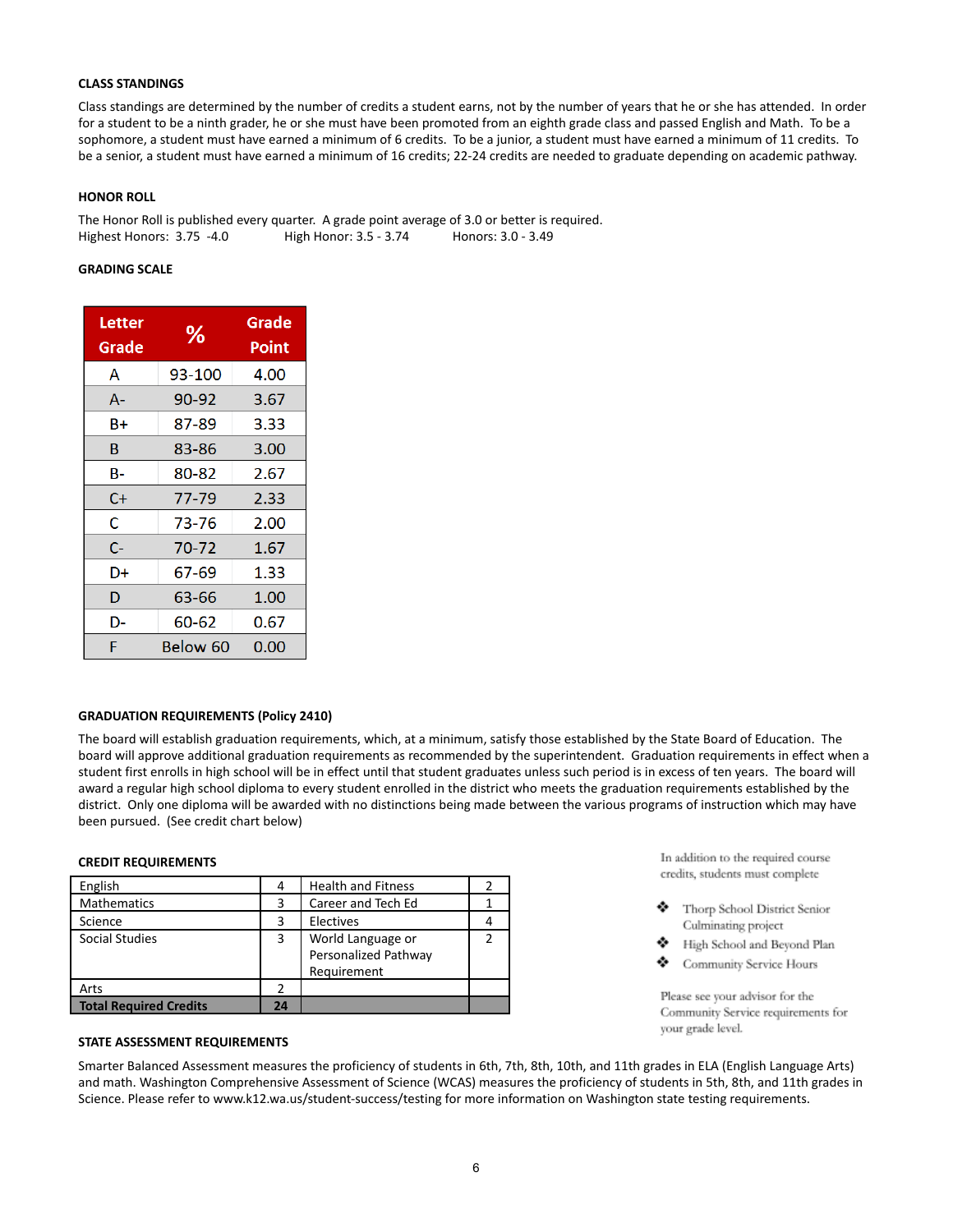### CLASS STANDINGS

Class standings are determined by the number of credits a student earns, not by the number of years that he or she has attended. In order for a student to be a ninth grader, he or she must have been promoted from an eighth grade class and passed English and Math. To be a sophomore, a student must have earned a minimum of 6 credits. To be a junior, a student must have earned a minimum of 11 credits. To be a senior, a student must have earned a minimum of 16 credits; 22-24 credits are needed to graduate depending on academic pathway.

### HONOR ROLL

The Honor Roll is published every quarter. A grade point average of 3.0 or better is required.
Highest Honors: 3.75 -4.0 High Honor: 3.5 - 3.74 Honors: 3.0 - 3.49

### GRADING SCALE

| Letter Grade | % | Grade Point |
|---|---|---|
| A | 93-100 | 4.00 |
| A- | 90-92 | 3.67 |
| B+ | 87-89 | 3.33 |
| B | 83-86 | 3.00 |
| B- | 80-82 | 2.67 |
| C+ | 77-79 | 2.33 |
| C | 73-76 | 2.00 |
| C- | 70-72 | 1.67 |
| D+ | 67-69 | 1.33 |
| D | 63-66 | 1.00 |
| D- | 60-62 | 0.67 |
| F | Below 60 | 0.00 |

### GRADUATION REQUIREMENTS (Policy 2410)

The board will establish graduation requirements, which, at a minimum, satisfy those established by the State Board of Education. The board will approve additional graduation requirements as recommended by the superintendent. Graduation requirements in effect when a student first enrolls in high school will be in effect until that student graduates unless such period is in excess of ten years. The board will award a regular high school diploma to every student enrolled in the district who meets the graduation requirements established by the district. Only one diploma will be awarded with no distinctions being made between the various programs of instruction which may have been pursued. (See credit chart below)

### CREDIT REQUIREMENTS

| | | | |
|---|---|---|---|
| English | 4 | Health and Fitness | 2 |
| Mathematics | 3 | Career and Tech Ed | 1 |
| Science | 3 | Electives | 4 |
| Social Studies | 3 | World Language or Personalized Pathway Requirement | 2 |
| Arts | 2 | | |
| **Total Required Credits** | **24** | | |

In addition to the required course credits, students must complete

- Thorp School District Senior Culminating project
- High School and Beyond Plan
- Community Service Hours

Please see your advisor for the Community Service requirements for your grade level.

### STATE ASSESSMENT REQUIREMENTS

Smarter Balanced Assessment measures the proficiency of students in 6th, 7th, 8th, 10th, and 11th grades in ELA (English Language Arts) and math. Washington Comprehensive Assessment of Science (WCAS) measures the proficiency of students in 5th, 8th, and 11th grades in Science. Please refer to www.k12.wa.us/student-success/testing for more information on Washington state testing requirements.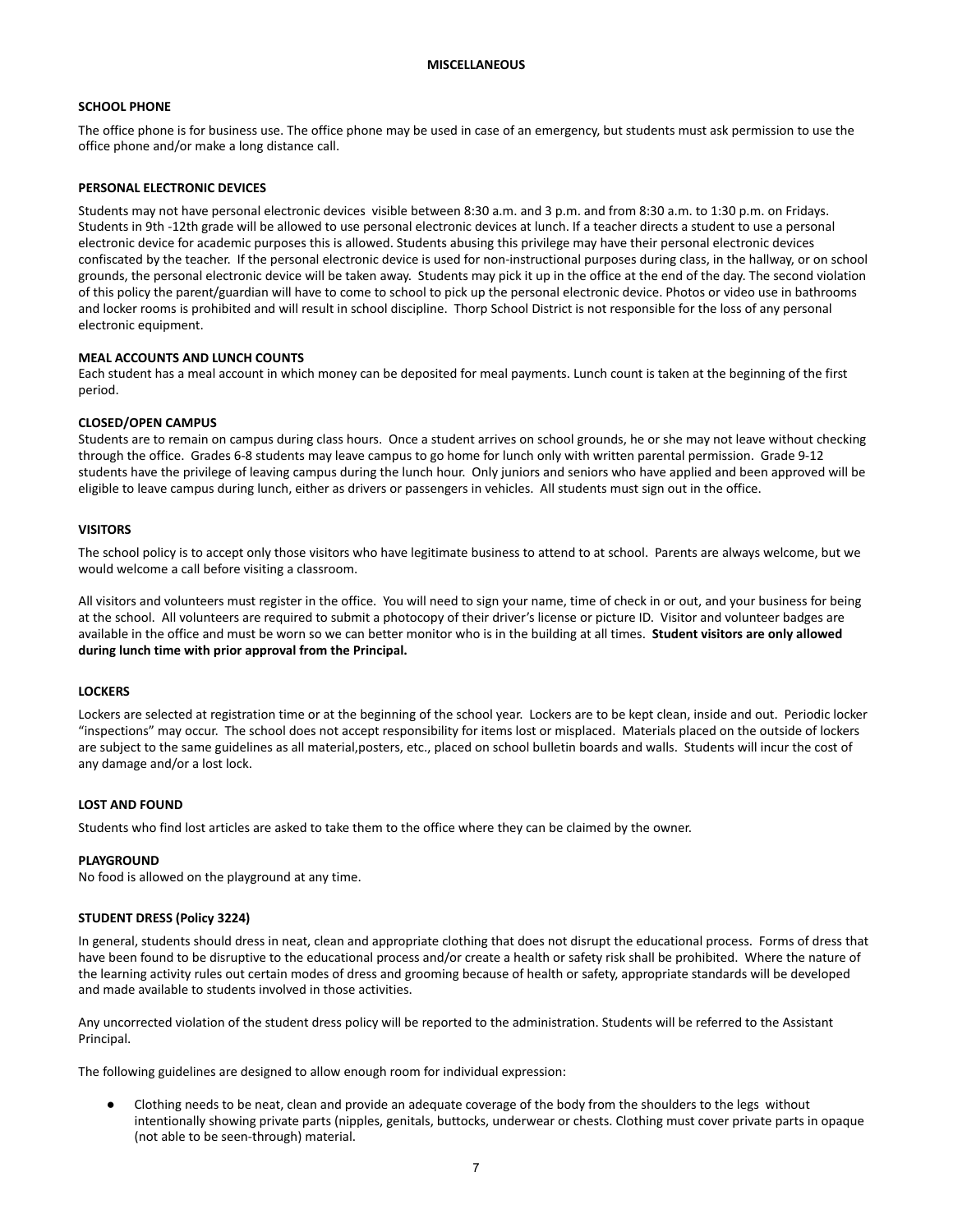## MISCELLANEOUS

### SCHOOL PHONE

The office phone is for business use. The office phone may be used in case of an emergency, but students must ask permission to use the office phone and/or make a long distance call.

### PERSONAL ELECTRONIC DEVICES

Students may not have personal electronic devices visible between 8:30 a.m. and 3 p.m. and from 8:30 a.m. to 1:30 p.m. on Fridays. Students in 9th -12th grade will be allowed to use personal electronic devices at lunch. If a teacher directs a student to use a personal electronic device for academic purposes this is allowed. Students abusing this privilege may have their personal electronic devices confiscated by the teacher. If the personal electronic device is used for non-instructional purposes during class, in the hallway, or on school grounds, the personal electronic device will be taken away. Students may pick it up in the office at the end of the day. The second violation of this policy the parent/guardian will have to come to school to pick up the personal electronic device. Photos or video use in bathrooms and locker rooms is prohibited and will result in school discipline. Thorp School District is not responsible for the loss of any personal electronic equipment.

### MEAL ACCOUNTS AND LUNCH COUNTS

Each student has a meal account in which money can be deposited for meal payments. Lunch count is taken at the beginning of the first period.

### CLOSED/OPEN CAMPUS

Students are to remain on campus during class hours. Once a student arrives on school grounds, he or she may not leave without checking through the office. Grades 6-8 students may leave campus to go home for lunch only with written parental permission. Grade 9-12 students have the privilege of leaving campus during the lunch hour. Only juniors and seniors who have applied and been approved will be eligible to leave campus during lunch, either as drivers or passengers in vehicles. All students must sign out in the office.

### VISITORS

The school policy is to accept only those visitors who have legitimate business to attend to at school. Parents are always welcome, but we would welcome a call before visiting a classroom.

All visitors and volunteers must register in the office. You will need to sign your name, time of check in or out, and your business for being at the school. All volunteers are required to submit a photocopy of their driver's license or picture ID. Visitor and volunteer badges are available in the office and must be worn so we can better monitor who is in the building at all times. **Student visitors are only allowed during lunch time with prior approval from the Principal.**

### LOCKERS

Lockers are selected at registration time or at the beginning of the school year. Lockers are to be kept clean, inside and out. Periodic locker "inspections" may occur. The school does not accept responsibility for items lost or misplaced. Materials placed on the outside of lockers are subject to the same guidelines as all material,posters, etc., placed on school bulletin boards and walls. Students will incur the cost of any damage and/or a lost lock.

### LOST AND FOUND

Students who find lost articles are asked to take them to the office where they can be claimed by the owner.

### PLAYGROUND

No food is allowed on the playground at any time.

### STUDENT DRESS (Policy 3224)

In general, students should dress in neat, clean and appropriate clothing that does not disrupt the educational process. Forms of dress that have been found to be disruptive to the educational process and/or create a health or safety risk shall be prohibited. Where the nature of the learning activity rules out certain modes of dress and grooming because of health or safety, appropriate standards will be developed and made available to students involved in those activities.

Any uncorrected violation of the student dress policy will be reported to the administration. Students will be referred to the Assistant Principal.

The following guidelines are designed to allow enough room for individual expression:

- Clothing needs to be neat, clean and provide an adequate coverage of the body from the shoulders to the legs without intentionally showing private parts (nipples, genitals, buttocks, underwear or chests. Clothing must cover private parts in opaque (not able to be seen-through) material.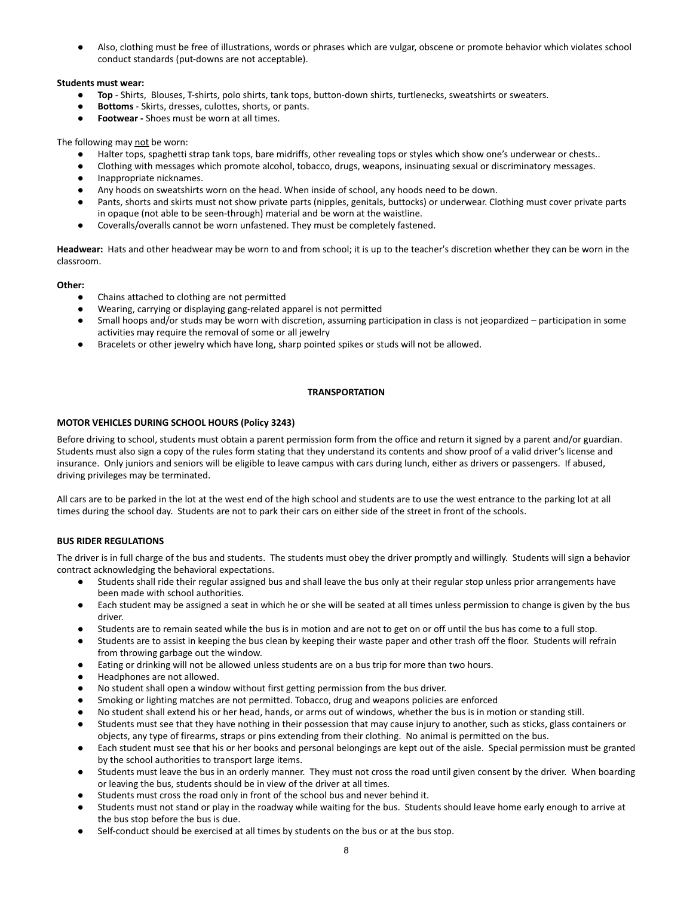- Also, clothing must be free of illustrations, words or phrases which are vulgar, obscene or promote behavior which violates school conduct standards (put-downs are not acceptable).

**Students must wear:**

- **Top** - Shirts, Blouses, T-shirts, polo shirts, tank tops, button-down shirts, turtlenecks, sweatshirts or sweaters.
- **Bottoms** - Skirts, dresses, culottes, shorts, or pants.
- **Footwear -** Shoes must be worn at all times.

The following may not be worn:

- Halter tops, spaghetti strap tank tops, bare midriffs, other revealing tops or styles which show one's underwear or chests..
- Clothing with messages which promote alcohol, tobacco, drugs, weapons, insinuating sexual or discriminatory messages.
- Inappropriate nicknames.
- Any hoods on sweatshirts worn on the head. When inside of school, any hoods need to be down.
- Pants, shorts and skirts must not show private parts (nipples, genitals, buttocks) or underwear. Clothing must cover private parts in opaque (not able to be seen-through) material and be worn at the waistline.
- Coveralls/overalls cannot be worn unfastened. They must be completely fastened.

**Headwear:** Hats and other headwear may be worn to and from school; it is up to the teacher's discretion whether they can be worn in the classroom.

**Other:**

- Chains attached to clothing are not permitted
- Wearing, carrying or displaying gang-related apparel is not permitted
- Small hoops and/or studs may be worn with discretion, assuming participation in class is not jeopardized – participation in some activities may require the removal of some or all jewelry
- Bracelets or other jewelry which have long, sharp pointed spikes or studs will not be allowed.

## TRANSPORTATION

### MOTOR VEHICLES DURING SCHOOL HOURS (Policy 3243)

Before driving to school, students must obtain a parent permission form from the office and return it signed by a parent and/or guardian. Students must also sign a copy of the rules form stating that they understand its contents and show proof of a valid driver's license and insurance. Only juniors and seniors will be eligible to leave campus with cars during lunch, either as drivers or passengers. If abused, driving privileges may be terminated.

All cars are to be parked in the lot at the west end of the high school and students are to use the west entrance to the parking lot at all times during the school day. Students are not to park their cars on either side of the street in front of the schools.

### BUS RIDER REGULATIONS

The driver is in full charge of the bus and students. The students must obey the driver promptly and willingly. Students will sign a behavior contract acknowledging the behavioral expectations.

- Students shall ride their regular assigned bus and shall leave the bus only at their regular stop unless prior arrangements have been made with school authorities.
- Each student may be assigned a seat in which he or she will be seated at all times unless permission to change is given by the bus driver.
- Students are to remain seated while the bus is in motion and are not to get on or off until the bus has come to a full stop.
- Students are to assist in keeping the bus clean by keeping their waste paper and other trash off the floor. Students will refrain from throwing garbage out the window.
- Eating or drinking will not be allowed unless students are on a bus trip for more than two hours.
- Headphones are not allowed.
- No student shall open a window without first getting permission from the bus driver.
- Smoking or lighting matches are not permitted. Tobacco, drug and weapons policies are enforced
- No student shall extend his or her head, hands, or arms out of windows, whether the bus is in motion or standing still.
- Students must see that they have nothing in their possession that may cause injury to another, such as sticks, glass containers or objects, any type of firearms, straps or pins extending from their clothing. No animal is permitted on the bus.
- Each student must see that his or her books and personal belongings are kept out of the aisle. Special permission must be granted by the school authorities to transport large items.
- Students must leave the bus in an orderly manner. They must not cross the road until given consent by the driver. When boarding or leaving the bus, students should be in view of the driver at all times.
- Students must cross the road only in front of the school bus and never behind it.
- Students must not stand or play in the roadway while waiting for the bus. Students should leave home early enough to arrive at the bus stop before the bus is due.
- Self-conduct should be exercised at all times by students on the bus or at the bus stop.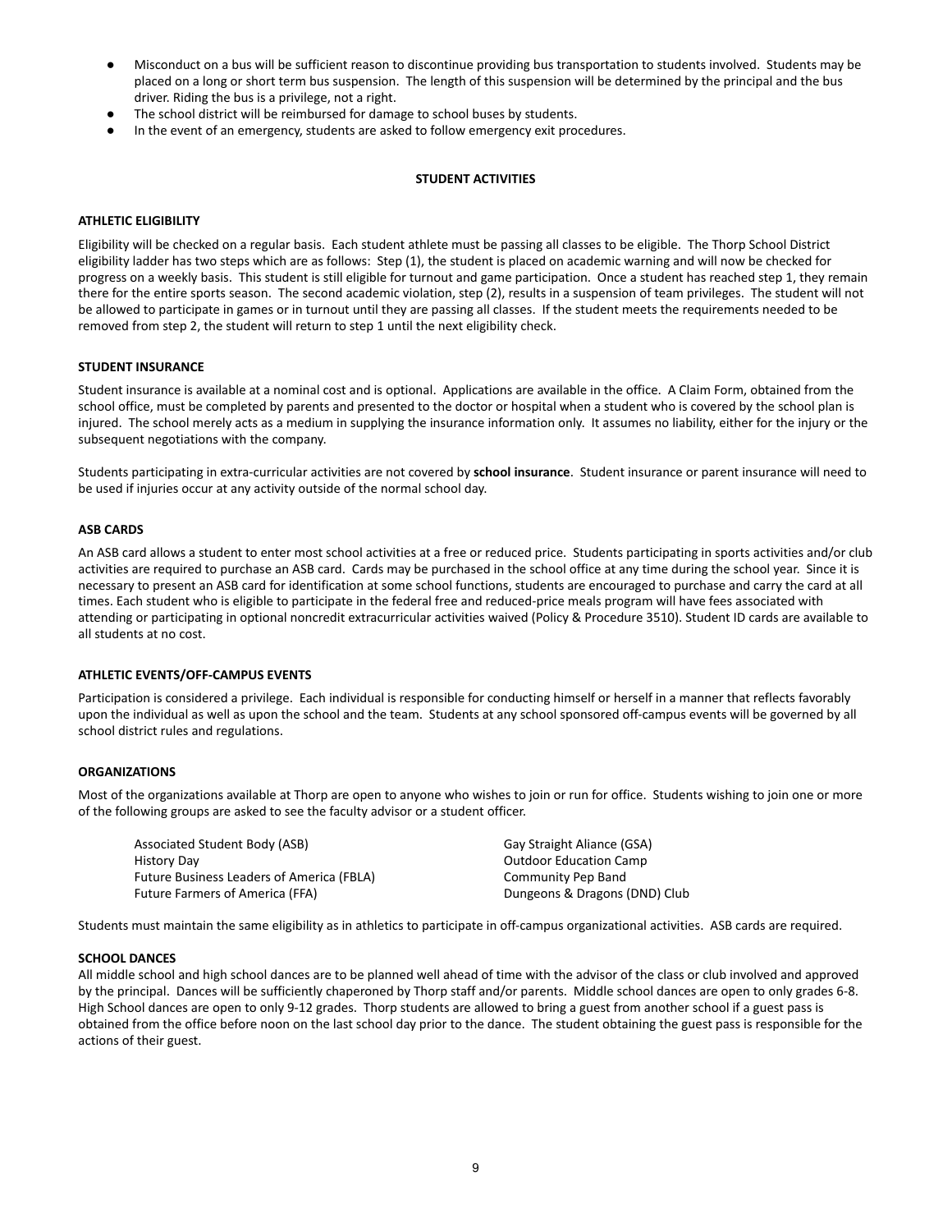- Misconduct on a bus will be sufficient reason to discontinue providing bus transportation to students involved. Students may be placed on a long or short term bus suspension. The length of this suspension will be determined by the principal and the bus driver. Riding the bus is a privilege, not a right.
- The school district will be reimbursed for damage to school buses by students.
- In the event of an emergency, students are asked to follow emergency exit procedures.

## STUDENT ACTIVITIES

### ATHLETIC ELIGIBILITY

Eligibility will be checked on a regular basis. Each student athlete must be passing all classes to be eligible. The Thorp School District eligibility ladder has two steps which are as follows: Step (1), the student is placed on academic warning and will now be checked for progress on a weekly basis. This student is still eligible for turnout and game participation. Once a student has reached step 1, they remain there for the entire sports season. The second academic violation, step (2), results in a suspension of team privileges. The student will not be allowed to participate in games or in turnout until they are passing all classes. If the student meets the requirements needed to be removed from step 2, the student will return to step 1 until the next eligibility check.

### STUDENT INSURANCE

Student insurance is available at a nominal cost and is optional. Applications are available in the office. A Claim Form, obtained from the school office, must be completed by parents and presented to the doctor or hospital when a student who is covered by the school plan is injured. The school merely acts as a medium in supplying the insurance information only. It assumes no liability, either for the injury or the subsequent negotiations with the company.

Students participating in extra-curricular activities are not covered by **school insurance**. Student insurance or parent insurance will need to be used if injuries occur at any activity outside of the normal school day.

### ASB CARDS

An ASB card allows a student to enter most school activities at a free or reduced price. Students participating in sports activities and/or club activities are required to purchase an ASB card. Cards may be purchased in the school office at any time during the school year. Since it is necessary to present an ASB card for identification at some school functions, students are encouraged to purchase and carry the card at all times. Each student who is eligible to participate in the federal free and reduced-price meals program will have fees associated with attending or participating in optional noncredit extracurricular activities waived (Policy & Procedure 3510). Student ID cards are available to all students at no cost.

### ATHLETIC EVENTS/OFF-CAMPUS EVENTS

Participation is considered a privilege. Each individual is responsible for conducting himself or herself in a manner that reflects favorably upon the individual as well as upon the school and the team. Students at any school sponsored off-campus events will be governed by all school district rules and regulations.

### ORGANIZATIONS

Most of the organizations available at Thorp are open to anyone who wishes to join or run for office. Students wishing to join one or more of the following groups are asked to see the faculty advisor or a student officer.

- Associated Student Body (ASB)
- History Day
- Future Business Leaders of America (FBLA)
- Future Farmers of America (FFA)
- Gay Straight Aliance (GSA)
- Outdoor Education Camp
- Community Pep Band
- Dungeons & Dragons (DND) Club

Students must maintain the same eligibility as in athletics to participate in off-campus organizational activities. ASB cards are required.

### SCHOOL DANCES

All middle school and high school dances are to be planned well ahead of time with the advisor of the class or club involved and approved by the principal. Dances will be sufficiently chaperoned by Thorp staff and/or parents. Middle school dances are open to only grades 6-8. High School dances are open to only 9-12 grades. Thorp students are allowed to bring a guest from another school if a guest pass is obtained from the office before noon on the last school day prior to the dance. The student obtaining the guest pass is responsible for the actions of their guest.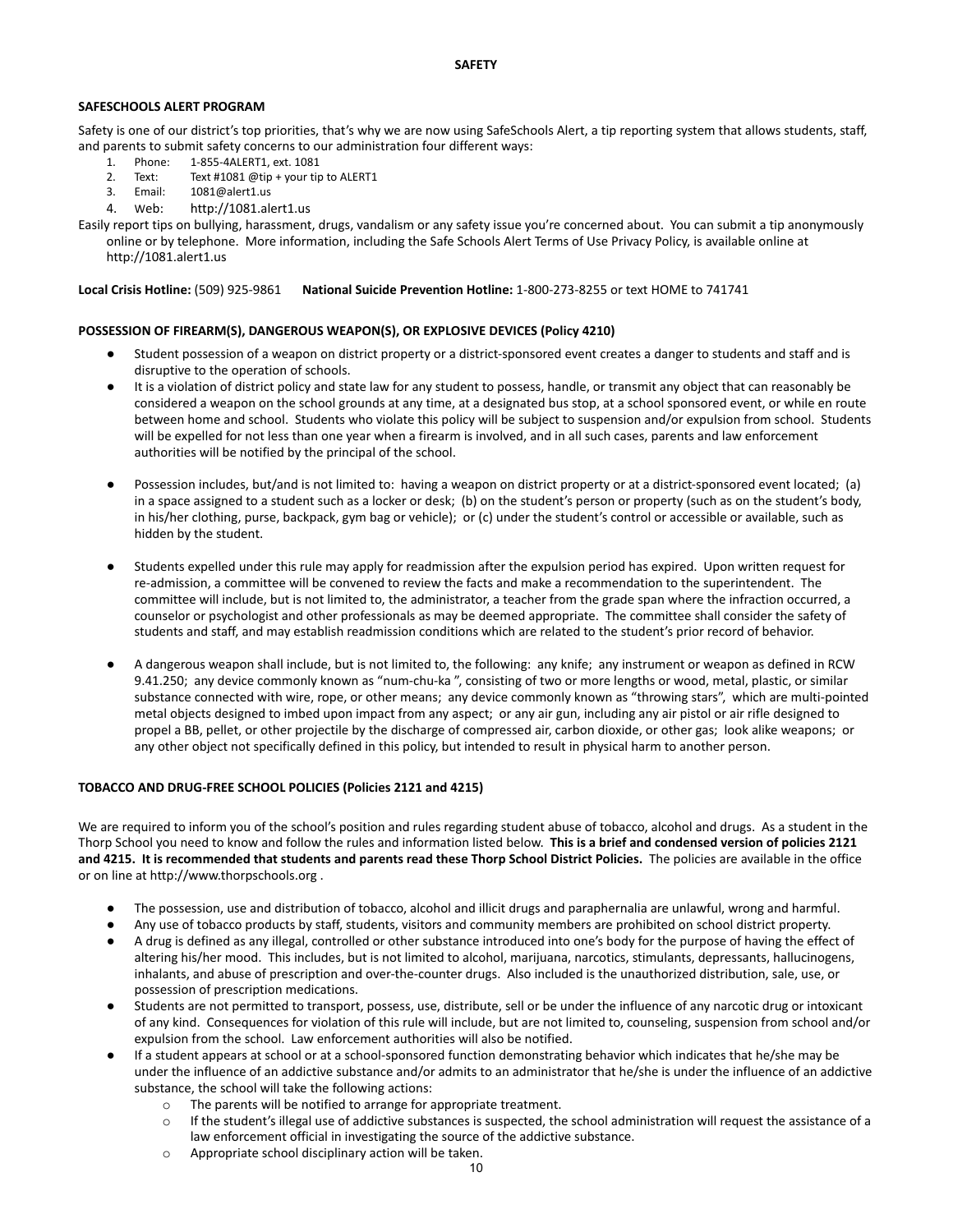# SAFETY

## SAFESCHOOLS ALERT PROGRAM

Safety is one of our district's top priorities, that's why we are now using SafeSchools Alert, a tip reporting system that allows students, staff, and parents to submit safety concerns to our administration four different ways:

1. Phone: 1-855-4ALERT1, ext. 1081
2. Text: Text #1081 @tip + your tip to ALERT1
3. Email: 1081@alert1.us
4. Web: http://1081.alert1.us

Easily report tips on bullying, harassment, drugs, vandalism or any safety issue you're concerned about. You can submit a tip anonymously online or by telephone. More information, including the Safe Schools Alert Terms of Use Privacy Policy, is available online at http://1081.alert1.us

**Local Crisis Hotline:** (509) 925-9861 **National Suicide Prevention Hotline:** 1-800-273-8255 or text HOME to 741741

## POSSESSION OF FIREARM(S), DANGEROUS WEAPON(S), OR EXPLOSIVE DEVICES (Policy 4210)

- Student possession of a weapon on district property or a district-sponsored event creates a danger to students and staff and is disruptive to the operation of schools.
- It is a violation of district policy and state law for any student to possess, handle, or transmit any object that can reasonably be considered a weapon on the school grounds at any time, at a designated bus stop, at a school sponsored event, or while en route between home and school. Students who violate this policy will be subject to suspension and/or expulsion from school. Students will be expelled for not less than one year when a firearm is involved, and in all such cases, parents and law enforcement authorities will be notified by the principal of the school.
- Possession includes, but/and is not limited to: having a weapon on district property or at a district-sponsored event located; (a) in a space assigned to a student such as a locker or desk; (b) on the student's person or property (such as on the student's body, in his/her clothing, purse, backpack, gym bag or vehicle); or (c) under the student's control or accessible or available, such as hidden by the student.
- Students expelled under this rule may apply for readmission after the expulsion period has expired. Upon written request for re-admission, a committee will be convened to review the facts and make a recommendation to the superintendent. The committee will include, but is not limited to, the administrator, a teacher from the grade span where the infraction occurred, a counselor or psychologist and other professionals as may be deemed appropriate. The committee shall consider the safety of students and staff, and may establish readmission conditions which are related to the student's prior record of behavior.
- A dangerous weapon shall include, but is not limited to, the following: any knife; any instrument or weapon as defined in RCW 9.41.250; any device commonly known as "num-chu-ka ", consisting of two or more lengths or wood, metal, plastic, or similar substance connected with wire, rope, or other means; any device commonly known as "throwing stars", which are multi-pointed metal objects designed to imbed upon impact from any aspect; or any air gun, including any air pistol or air rifle designed to propel a BB, pellet, or other projectile by the discharge of compressed air, carbon dioxide, or other gas; look alike weapons; or any other object not specifically defined in this policy, but intended to result in physical harm to another person.

## TOBACCO AND DRUG-FREE SCHOOL POLICIES (Policies 2121 and 4215)

We are required to inform you of the school's position and rules regarding student abuse of tobacco, alcohol and drugs. As a student in the Thorp School you need to know and follow the rules and information listed below. **This is a brief and condensed version of policies 2121 and 4215. It is recommended that students and parents read these Thorp School District Policies.** The policies are available in the office or on line at http://www.thorpschools.org .

- The possession, use and distribution of tobacco, alcohol and illicit drugs and paraphernalia are unlawful, wrong and harmful.
- Any use of tobacco products by staff, students, visitors and community members are prohibited on school district property.
- A drug is defined as any illegal, controlled or other substance introduced into one's body for the purpose of having the effect of altering his/her mood. This includes, but is not limited to alcohol, marijuana, narcotics, stimulants, depressants, hallucinogens, inhalants, and abuse of prescription and over-the-counter drugs. Also included is the unauthorized distribution, sale, use, or possession of prescription medications.
- Students are not permitted to transport, possess, use, distribute, sell or be under the influence of any narcotic drug or intoxicant of any kind. Consequences for violation of this rule will include, but are not limited to, counseling, suspension from school and/or expulsion from the school. Law enforcement authorities will also be notified.
- If a student appears at school or at a school-sponsored function demonstrating behavior which indicates that he/she may be under the influence of an addictive substance and/or admits to an administrator that he/she is under the influence of an addictive substance, the school will take the following actions:
  - The parents will be notified to arrange for appropriate treatment.
  - If the student's illegal use of addictive substances is suspected, the school administration will request the assistance of a law enforcement official in investigating the source of the addictive substance.
  - Appropriate school disciplinary action will be taken.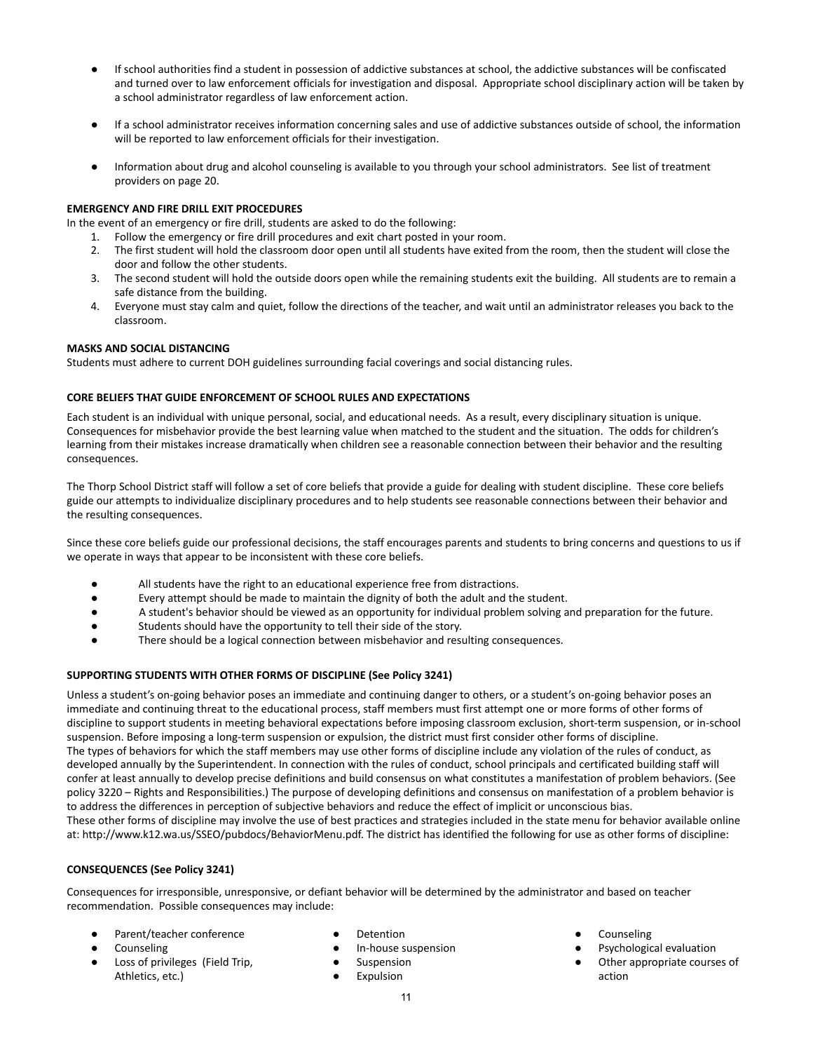- If school authorities find a student in possession of addictive substances at school, the addictive substances will be confiscated and turned over to law enforcement officials for investigation and disposal. Appropriate school disciplinary action will be taken by a school administrator regardless of law enforcement action.

- If a school administrator receives information concerning sales and use of addictive substances outside of school, the information will be reported to law enforcement officials for their investigation.

- Information about drug and alcohol counseling is available to you through your school administrators. See list of treatment providers on page 20.

**EMERGENCY AND FIRE DRILL EXIT PROCEDURES**

In the event of an emergency or fire drill, students are asked to do the following:

1. Follow the emergency or fire drill procedures and exit chart posted in your room.
2. The first student will hold the classroom door open until all students have exited from the room, then the student will close the door and follow the other students.
3. The second student will hold the outside doors open while the remaining students exit the building. All students are to remain a safe distance from the building.
4. Everyone must stay calm and quiet, follow the directions of the teacher, and wait until an administrator releases you back to the classroom.

**MASKS AND SOCIAL DISTANCING**

Students must adhere to current DOH guidelines surrounding facial coverings and social distancing rules.

**CORE BELIEFS THAT GUIDE ENFORCEMENT OF SCHOOL RULES AND EXPECTATIONS**

Each student is an individual with unique personal, social, and educational needs. As a result, every disciplinary situation is unique. Consequences for misbehavior provide the best learning value when matched to the student and the situation. The odds for children's learning from their mistakes increase dramatically when children see a reasonable connection between their behavior and the resulting consequences.

The Thorp School District staff will follow a set of core beliefs that provide a guide for dealing with student discipline. These core beliefs guide our attempts to individualize disciplinary procedures and to help students see reasonable connections between their behavior and the resulting consequences.

Since these core beliefs guide our professional decisions, the staff encourages parents and students to bring concerns and questions to us if we operate in ways that appear to be inconsistent with these core beliefs.

- All students have the right to an educational experience free from distractions.
- Every attempt should be made to maintain the dignity of both the adult and the student.
- A student's behavior should be viewed as an opportunity for individual problem solving and preparation for the future.
- Students should have the opportunity to tell their side of the story.
- There should be a logical connection between misbehavior and resulting consequences.

**SUPPORTING STUDENTS WITH OTHER FORMS OF DISCIPLINE (See Policy 3241)**

Unless a student's on-going behavior poses an immediate and continuing danger to others, or a student's on-going behavior poses an immediate and continuing threat to the educational process, staff members must first attempt one or more forms of other forms of discipline to support students in meeting behavioral expectations before imposing classroom exclusion, short-term suspension, or in-school suspension. Before imposing a long-term suspension or expulsion, the district must first consider other forms of discipline.

The types of behaviors for which the staff members may use other forms of discipline include any violation of the rules of conduct, as developed annually by the Superintendent. In connection with the rules of conduct, school principals and certificated building staff will confer at least annually to develop precise definitions and build consensus on what constitutes a manifestation of problem behaviors. (See policy 3220 – Rights and Responsibilities.) The purpose of developing definitions and consensus on manifestation of a problem behavior is to address the differences in perception of subjective behaviors and reduce the effect of implicit or unconscious bias.

These other forms of discipline may involve the use of best practices and strategies included in the state menu for behavior available online at: http://www.k12.wa.us/SSEO/pubdocs/BehaviorMenu.pdf. The district has identified the following for use as other forms of discipline:

**CONSEQUENCES (See Policy 3241)**

Consequences for irresponsible, unresponsive, or defiant behavior will be determined by the administrator and based on teacher recommendation. Possible consequences may include:

- Parent/teacher conference
- Counseling
- Loss of privileges (Field Trip, Athletics, etc.)
- Detention
- In-house suspension
- Suspension
- Expulsion
- Counseling
- Psychological evaluation
- Other appropriate courses of action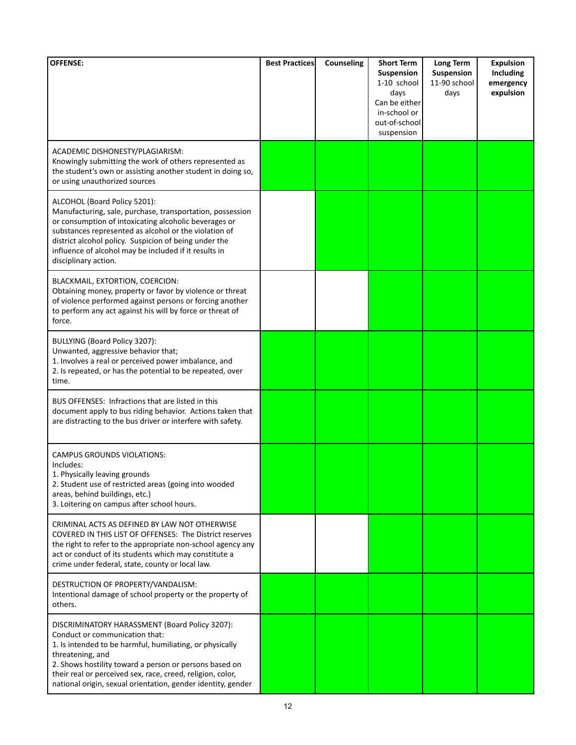| OFFENSE: | Best Practices | Counseling | Short Term Suspension 1-10 school days Can be either in-school or out-of-school suspension | Long Term Suspension 11-90 school days | Expulsion Including emergency expulsion |
|---|---|---|---|---|---|
| ACADEMIC DISHONESTY/PLAGIARISM: Knowingly submitting the work of others represented as the student's own or assisting another student in doing so, or using unauthorized sources | ✓ | ✓ | ✓ | ✓ | ✓ |
| ALCOHOL (Board Policy 5201): Manufacturing, sale, purchase, transportation, possession or consumption of intoxicating alcoholic beverages or substances represented as alcohol or the violation of district alcohol policy. Suspicion of being under the influence of alcohol may be included if it results in disciplinary action. | | ✓ | ✓ | ✓ | ✓ |
| BLACKMAIL, EXTORTION, COERCION: Obtaining money, property or favor by violence or threat of violence performed against persons or forcing another to perform any act against his will by force or threat of force. | | | ✓ | ✓ | ✓ |
| BULLYING (Board Policy 3207): Unwanted, aggressive behavior that; 1. Involves a real or perceived power imbalance, and 2. Is repeated, or has the potential to be repeated, over time. | ✓ | ✓ | ✓ | ✓ | ✓ |
| BUS OFFENSES: Infractions that are listed in this document apply to bus riding behavior. Actions taken that are distracting to the bus driver or interfere with safety. | ✓ | ✓ | ✓ | ✓ | ✓ |
| CAMPUS GROUNDS VIOLATIONS: Includes: 1. Physically leaving grounds 2. Student use of restricted areas (going into wooded areas, behind buildings, etc.) 3. Loitering on campus after school hours. | ✓ | ✓ | ✓ | ✓ | ✓ |
| CRIMINAL ACTS AS DEFINED BY LAW NOT OTHERWISE COVERED IN THIS LIST OF OFFENSES: The District reserves the right to refer to the appropriate non-school agency any act or conduct of its students which may constitute a crime under federal, state, county or local law. | | | ✓ | ✓ | ✓ |
| DESTRUCTION OF PROPERTY/VANDALISM: Intentional damage of school property or the property of others. | ✓ | ✓ | ✓ | ✓ | ✓ |
| DISCRIMINATORY HARASSMENT (Board Policy 3207): Conduct or communication that: 1. Is intended to be harmful, humiliating, or physically threatening, and 2. Shows hostility toward a person or persons based on their real or perceived sex, race, creed, religion, color, national origin, sexual orientation, gender identity, gender | ✓ | ✓ | ✓ | ✓ | ✓ |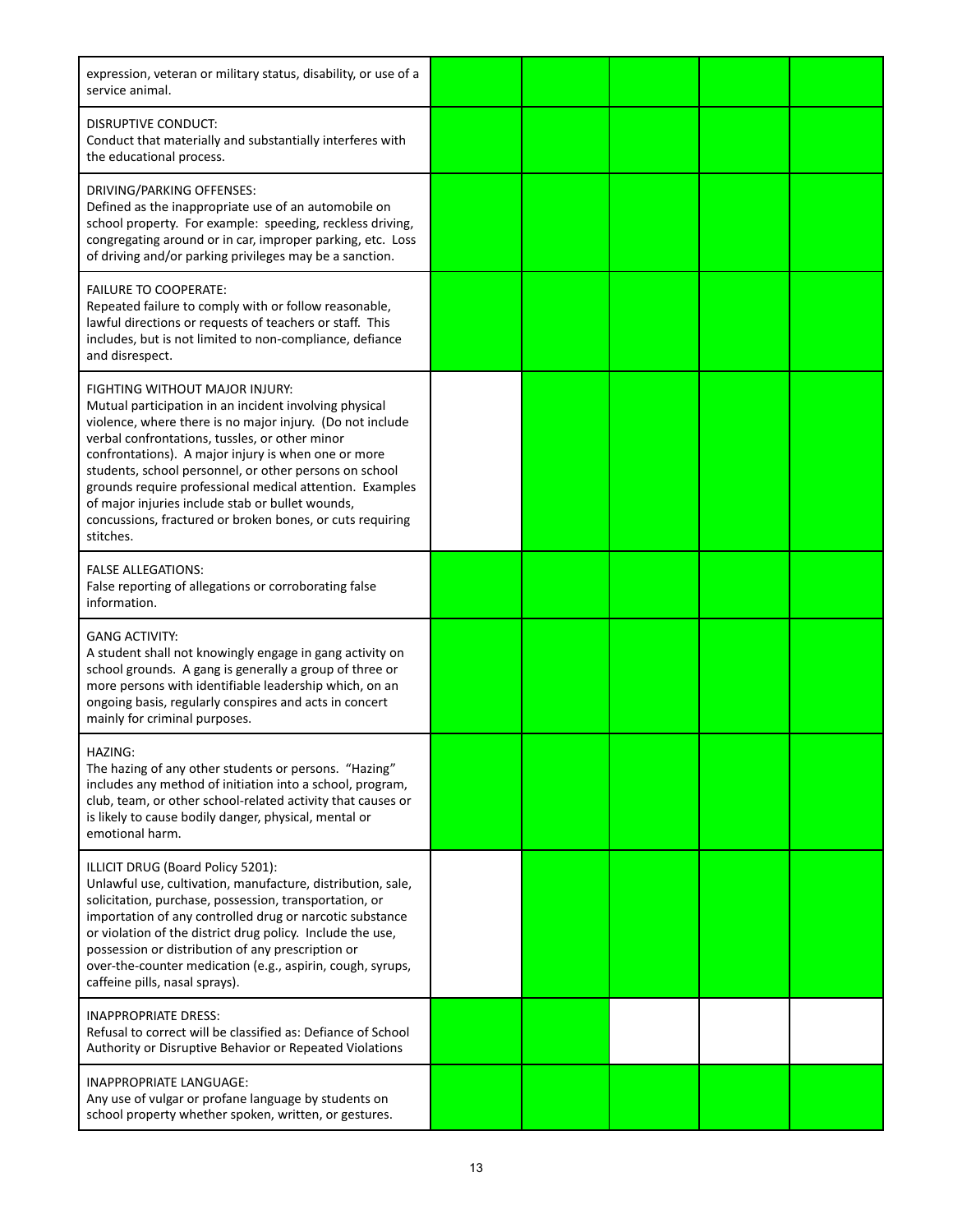| | | | | | |
|---|---|---|---|---|---|
| expression, veteran or military status, disability, or use of a service animal. | | | | | |
| DISRUPTIVE CONDUCT:<br>Conduct that materially and substantially interferes with the educational process. | | | | | |
| DRIVING/PARKING OFFENSES:<br>Defined as the inappropriate use of an automobile on school property. For example: speeding, reckless driving, congregating around or in car, improper parking, etc. Loss of driving and/or parking privileges may be a sanction. | | | | | |
| FAILURE TO COOPERATE:<br>Repeated failure to comply with or follow reasonable, lawful directions or requests of teachers or staff. This includes, but is not limited to non-compliance, defiance and disrespect. | | | | | |
| FIGHTING WITHOUT MAJOR INJURY:<br>Mutual participation in an incident involving physical violence, where there is no major injury. (Do not include verbal confrontations, tussles, or other minor confrontations). A major injury is when one or more students, school personnel, or other persons on school grounds require professional medical attention. Examples of major injuries include stab or bullet wounds, concussions, fractured or broken bones, or cuts requiring stitches. | | | | | |
| FALSE ALLEGATIONS:<br>False reporting of allegations or corroborating false information. | | | | | |
| GANG ACTIVITY:<br>A student shall not knowingly engage in gang activity on school grounds. A gang is generally a group of three or more persons with identifiable leadership which, on an ongoing basis, regularly conspires and acts in concert mainly for criminal purposes. | | | | | |
| HAZING:<br>The hazing of any other students or persons. "Hazing" includes any method of initiation into a school, program, club, team, or other school-related activity that causes or is likely to cause bodily danger, physical, mental or emotional harm. | | | | | |
| ILLICIT DRUG (Board Policy 5201):<br>Unlawful use, cultivation, manufacture, distribution, sale, solicitation, purchase, possession, transportation, or importation of any controlled drug or narcotic substance or violation of the district drug policy. Include the use, possession or distribution of any prescription or over-the-counter medication (e.g., aspirin, cough, syrups, caffeine pills, nasal sprays). | | | | | |
| INAPPROPRIATE DRESS:<br>Refusal to correct will be classified as: Defiance of School Authority or Disruptive Behavior or Repeated Violations | | | | | |
| INAPPROPRIATE LANGUAGE:<br>Any use of vulgar or profane language by students on school property whether spoken, written, or gestures. | | | | | |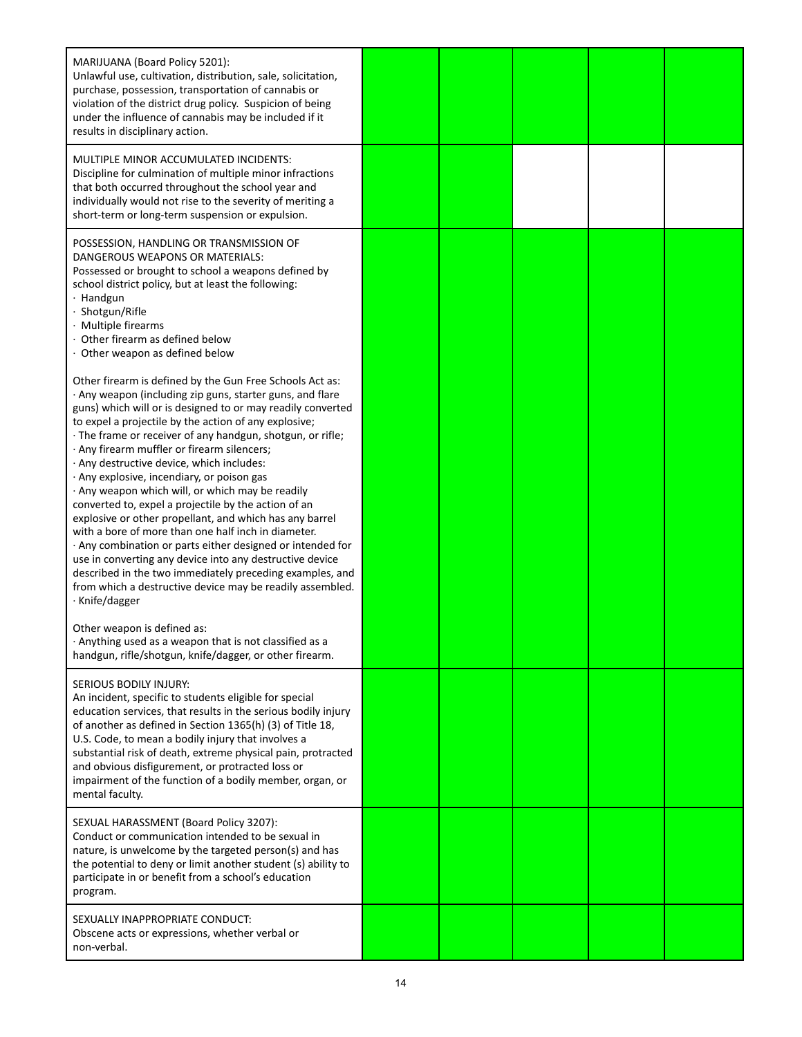| | | | | | |
|---|---|---|---|---|---|
| MARIJUANA (Board Policy 5201):<br>Unlawful use, cultivation, distribution, sale, solicitation, purchase, possession, transportation of cannabis or violation of the district drug policy. Suspicion of being under the influence of cannabis may be included if it results in disciplinary action. | | | | | |
| MULTIPLE MINOR ACCUMULATED INCIDENTS:<br>Discipline for culmination of multiple minor infractions that both occurred throughout the school year and individually would not rise to the severity of meriting a short-term or long-term suspension or expulsion. | | | | | |
| POSSESSION, HANDLING OR TRANSMISSION OF DANGEROUS WEAPONS OR MATERIALS:<br>Possessed or brought to school a weapons defined by school district policy, but at least the following:<br>· Handgun<br>· Shotgun/Rifle<br>· Multiple firearms<br>· Other firearm as defined below<br>· Other weapon as defined below<br><br>Other firearm is defined by the Gun Free Schools Act as:<br>· Any weapon (including zip guns, starter guns, and flare guns) which will or is designed to or may readily converted to expel a projectile by the action of any explosive;<br>· The frame or receiver of any handgun, shotgun, or rifle;<br>· Any firearm muffler or firearm silencers;<br>· Any destructive device, which includes:<br>· Any explosive, incendiary, or poison gas<br>· Any weapon which will, or which may be readily converted to, expel a projectile by the action of an explosive or other propellant, and which has any barrel with a bore of more than one half inch in diameter.<br>· Any combination or parts either designed or intended for use in converting any device into any destructive device described in the two immediately preceding examples, and from which a destructive device may be readily assembled.<br>· Knife/dagger<br><br>Other weapon is defined as:<br>· Anything used as a weapon that is not classified as a handgun, rifle/shotgun, knife/dagger, or other firearm. | | | | | |
| SERIOUS BODILY INJURY:<br>An incident, specific to students eligible for special education services, that results in the serious bodily injury of another as defined in Section 1365(h) (3) of Title 18, U.S. Code, to mean a bodily injury that involves a substantial risk of death, extreme physical pain, protracted and obvious disfigurement, or protracted loss or impairment of the function of a bodily member, organ, or mental faculty. | | | | | |
| SEXUAL HARASSMENT (Board Policy 3207):<br>Conduct or communication intended to be sexual in nature, is unwelcome by the targeted person(s) and has the potential to deny or limit another student (s) ability to participate in or benefit from a school's education program. | | | | | |
| SEXUALLY INAPPROPRIATE CONDUCT:<br>Obscene acts or expressions, whether verbal or non-verbal. | | | | | |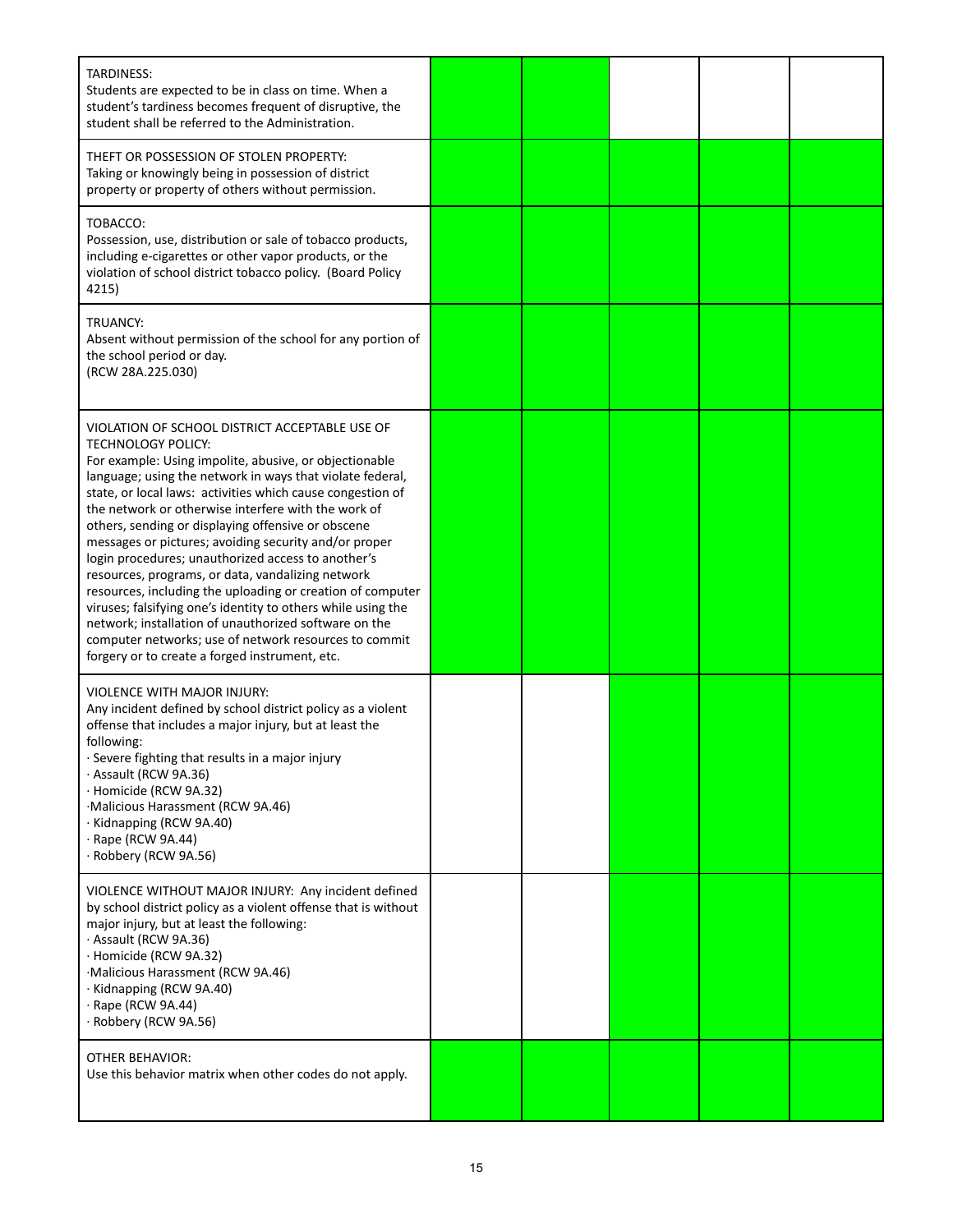| | | | | | |
|---|---|---|---|---|---|
| TARDINESS:<br>Students are expected to be in class on time. When a student's tardiness becomes frequent of disruptive, the student shall be referred to the Administration. | | | | | |
| THEFT OR POSSESSION OF STOLEN PROPERTY:<br>Taking or knowingly being in possession of district property or property of others without permission. | | | | | |
| TOBACCO:<br>Possession, use, distribution or sale of tobacco products, including e-cigarettes or other vapor products, or the violation of school district tobacco policy. (Board Policy 4215) | | | | | |
| TRUANCY:<br>Absent without permission of the school for any portion of the school period or day.<br>(RCW 28A.225.030) | | | | | |
| VIOLATION OF SCHOOL DISTRICT ACCEPTABLE USE OF TECHNOLOGY POLICY:<br>For example: Using impolite, abusive, or objectionable language; using the network in ways that violate federal, state, or local laws: activities which cause congestion of the network or otherwise interfere with the work of others, sending or displaying offensive or obscene messages or pictures; avoiding security and/or proper login procedures; unauthorized access to another's resources, programs, or data, vandalizing network resources, including the uploading or creation of computer viruses; falsifying one's identity to others while using the network; installation of unauthorized software on the computer networks; use of network resources to commit forgery or to create a forged instrument, etc. | | | | | |
| VIOLENCE WITH MAJOR INJURY:<br>Any incident defined by school district policy as a violent offense that includes a major injury, but at least the following:<br>· Severe fighting that results in a major injury<br>· Assault (RCW 9A.36)<br>· Homicide (RCW 9A.32)<br>·Malicious Harassment (RCW 9A.46)<br>· Kidnapping (RCW 9A.40)<br>· Rape (RCW 9A.44)<br>· Robbery (RCW 9A.56) | | | | | |
| VIOLENCE WITHOUT MAJOR INJURY: Any incident defined by school district policy as a violent offense that is without major injury, but at least the following:<br>· Assault (RCW 9A.36)<br>· Homicide (RCW 9A.32)<br>·Malicious Harassment (RCW 9A.46)<br>· Kidnapping (RCW 9A.40)<br>· Rape (RCW 9A.44)<br>· Robbery (RCW 9A.56) | | | | | |
| OTHER BEHAVIOR:<br>Use this behavior matrix when other codes do not apply. | | | | | |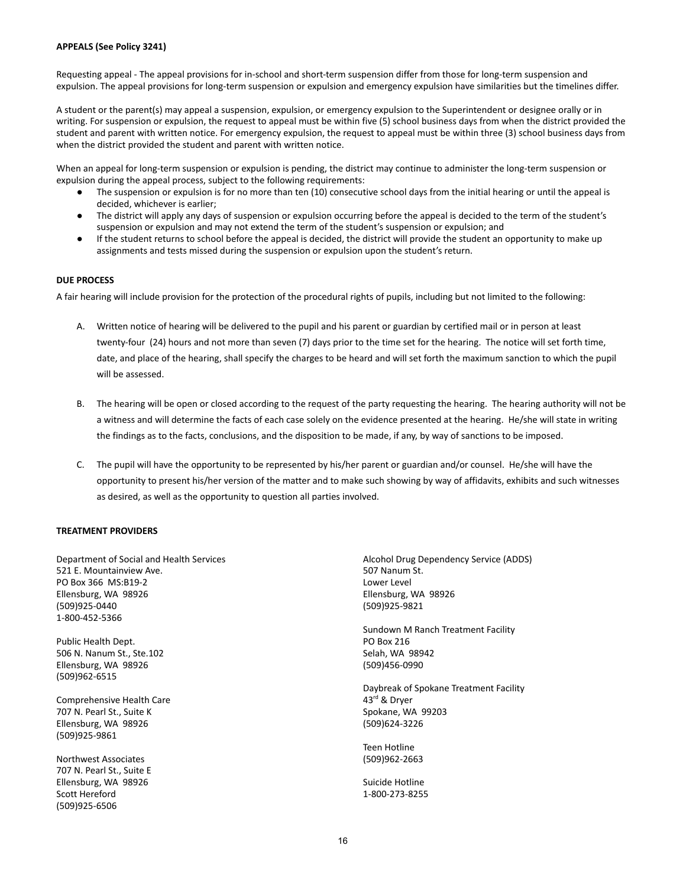**APPEALS (See Policy 3241)**

Requesting appeal - The appeal provisions for in-school and short-term suspension differ from those for long-term suspension and expulsion. The appeal provisions for long-term suspension or expulsion and emergency expulsion have similarities but the timelines differ.

A student or the parent(s) may appeal a suspension, expulsion, or emergency expulsion to the Superintendent or designee orally or in writing. For suspension or expulsion, the request to appeal must be within five (5) school business days from when the district provided the student and parent with written notice. For emergency expulsion, the request to appeal must be within three (3) school business days from when the district provided the student and parent with written notice.

When an appeal for long-term suspension or expulsion is pending, the district may continue to administer the long-term suspension or expulsion during the appeal process, subject to the following requirements:

- The suspension or expulsion is for no more than ten (10) consecutive school days from the initial hearing or until the appeal is decided, whichever is earlier;
- The district will apply any days of suspension or expulsion occurring before the appeal is decided to the term of the student's suspension or expulsion and may not extend the term of the student's suspension or expulsion; and
- If the student returns to school before the appeal is decided, the district will provide the student an opportunity to make up assignments and tests missed during the suspension or expulsion upon the student's return.

**DUE PROCESS**

A fair hearing will include provision for the protection of the procedural rights of pupils, including but not limited to the following:

A. Written notice of hearing will be delivered to the pupil and his parent or guardian by certified mail or in person at least twenty-four (24) hours and not more than seven (7) days prior to the time set for the hearing. The notice will set forth time, date, and place of the hearing, shall specify the charges to be heard and will set forth the maximum sanction to which the pupil will be assessed.

B. The hearing will be open or closed according to the request of the party requesting the hearing. The hearing authority will not be a witness and will determine the facts of each case solely on the evidence presented at the hearing. He/she will state in writing the findings as to the facts, conclusions, and the disposition to be made, if any, by way of sanctions to be imposed.

C. The pupil will have the opportunity to be represented by his/her parent or guardian and/or counsel. He/she will have the opportunity to present his/her version of the matter and to make such showing by way of affidavits, exhibits and such witnesses as desired, as well as the opportunity to question all parties involved.

**TREATMENT PROVIDERS**

Department of Social and Health Services
521 E. Mountainview Ave.
PO Box 366 MS:B19-2
Ellensburg, WA 98926
(509)925-0440
1-800-452-5366

Public Health Dept.
506 N. Nanum St., Ste.102
Ellensburg, WA 98926
(509)962-6515

Comprehensive Health Care
707 N. Pearl St., Suite K
Ellensburg, WA 98926
(509)925-9861

Northwest Associates
707 N. Pearl St., Suite E
Ellensburg, WA 98926
Scott Hereford
(509)925-6506

Alcohol Drug Dependency Service (ADDS)
507 Nanum St.
Lower Level
Ellensburg, WA 98926
(509)925-9821

Sundown M Ranch Treatment Facility
PO Box 216
Selah, WA 98942
(509)456-0990

Daybreak of Spokane Treatment Facility
43rd & Dryer
Spokane, WA 99203
(509)624-3226

Teen Hotline
(509)962-2663

Suicide Hotline
1-800-273-8255